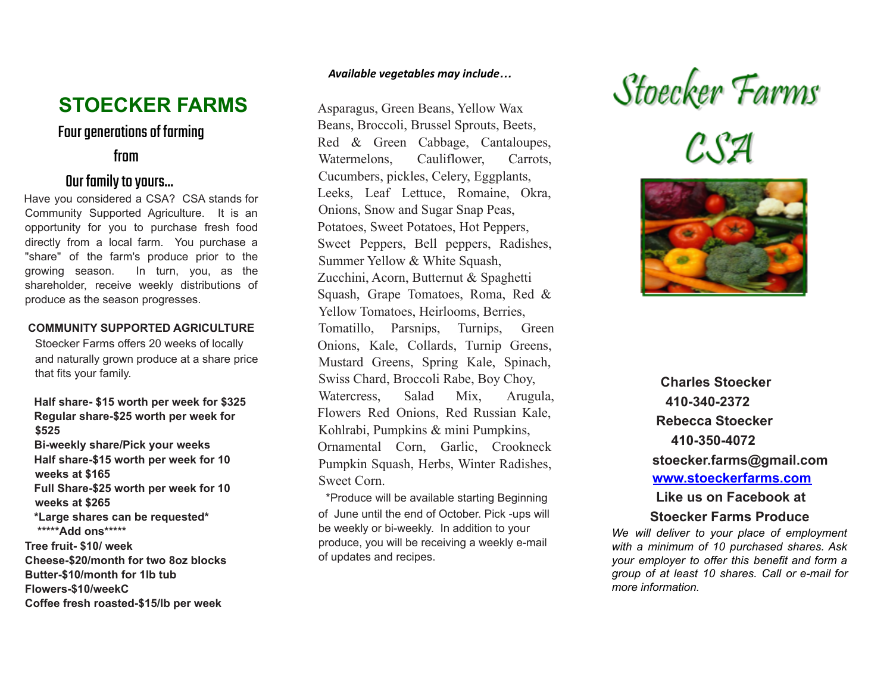# STOECKER FARMS

## Four generations of farming

## from

## Our family to yours...

Have you considered a CSA? CSA stands for Community Supported Agriculture. It is an opportunity for you to purchase fresh food directly from a local farm. You purchase a "share" of the farm's produce prior to the growing season. In turn, you, as the shareholder, receive weekly distributions of produce as the season progresses.

**COMMUNITY SUPPORTED AGRICULTURE**

Stoecker Farms offers 20 weeks of locally and naturally grown produce at a share price that fits your family.

**Half share- $15 worth per week for $325**
**Regular share-$25 worth per week for $525**
**Bi-weekly share/Pick your weeks**
**Half share-$15 worth per week for 10 weeks at $165**
**Full Share-$25 worth per week for 10 weeks at $265**
**\*Large shares can be requested\***
**\*\*\*\*\*Add ons\*\*\*\*\***
**Tree fruit- $10/ week**
**Cheese-$20/month for two 8oz blocks**
**Butter-$10/month for 1lb tub**
**Flowers-$10/weekC**
**Coffee fresh roasted-$15/lb per week**

***Available vegetables may include…***

Asparagus, Green Beans, Yellow Wax Beans, Broccoli, Brussel Sprouts, Beets, Red & Green Cabbage, Cantaloupes, Watermelons, Cauliflower, Carrots, Cucumbers, pickles, Celery, Eggplants, Leeks, Leaf Lettuce, Romaine, Okra, Onions, Snow and Sugar Snap Peas, Potatoes, Sweet Potatoes, Hot Peppers, Sweet Peppers, Bell peppers, Radishes, Summer Yellow & White Squash, Zucchini, Acorn, Butternut & Spaghetti Squash, Grape Tomatoes, Roma, Red & Yellow Tomatoes, Heirlooms, Berries, Tomatillo, Parsnips, Turnips, Green Onions, Kale, Collards, Turnip Greens, Mustard Greens, Spring Kale, Spinach, Swiss Chard, Broccoli Rabe, Boy Choy, Watercress, Salad Mix, Arugula, Flowers Red Onions, Red Russian Kale, Kohlrabi, Pumpkins & mini Pumpkins, Ornamental Corn, Garlic, Crookneck Pumpkin Squash, Herbs, Winter Radishes, Sweet Corn.

\*Produce will be available starting Beginning of June until the end of October. Pick -ups will be weekly or bi-weekly. In addition to your produce, you will be receiving a weekly e-mail of updates and recipes.

# Stoecker Farms CSA

**Charles Stoecker**
**410-340-2372**
**Rebecca Stoecker**
**410-350-4072**
**stoecker.farms@gmail.com**
**www.stoeckerfarms.com**
**Like us on Facebook at**
**Stoecker Farms Produce**

*We will deliver to your place of employment with a minimum of 10 purchased shares. Ask your employer to offer this benefit and form a group of at least 10 shares. Call or e-mail for more information.*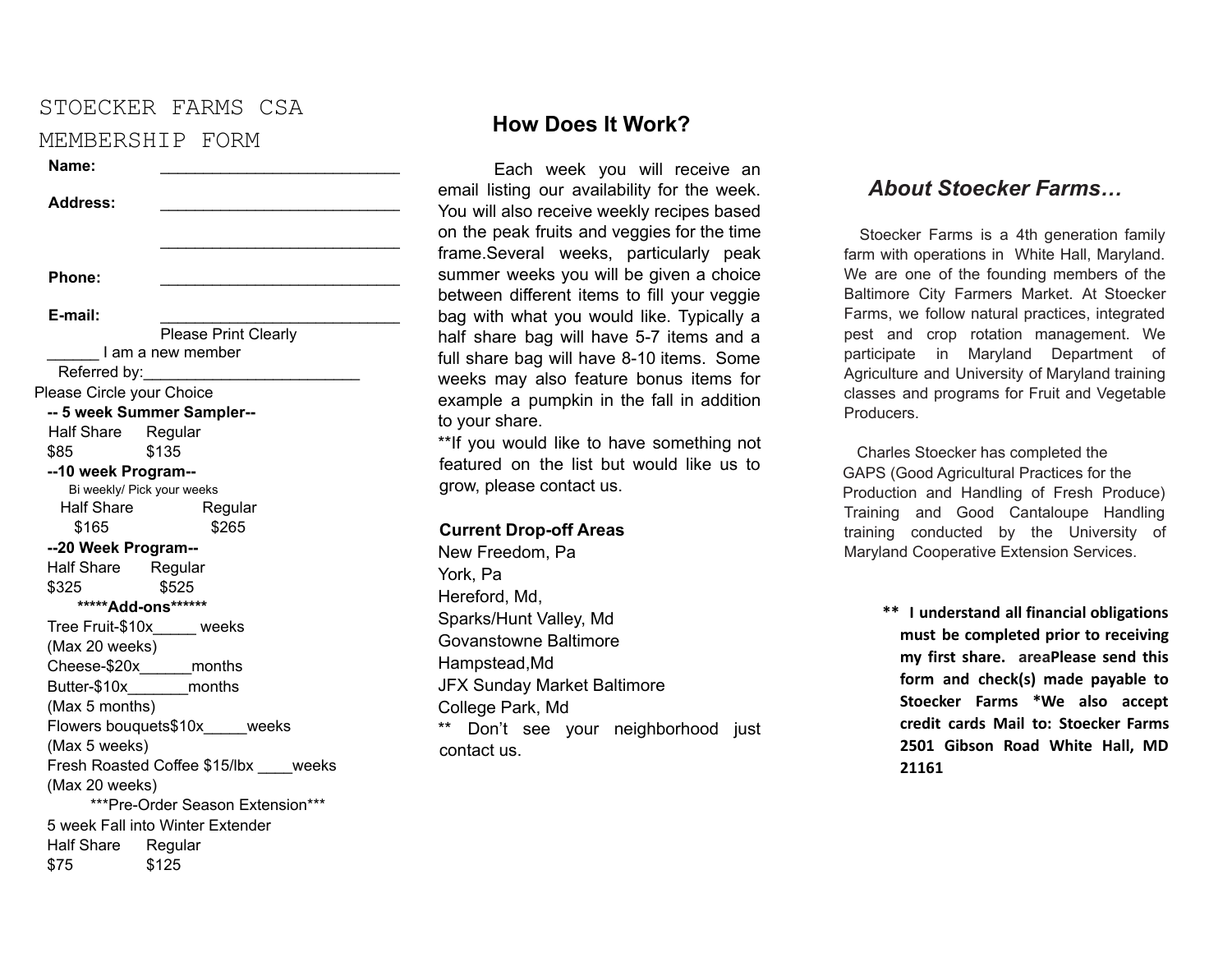# STOECKER FARMS CSA MEMBERSHIP FORM

**Name:** ___________________________

**Address:** ___________________________

___________________________

**Phone:** ___________________________

**E-mail:** ____________________________

Please Print Clearly

______ I am a new member

Referred by:_________________________

Please Circle your Choice

**-- 5 week Summer Sampler--**

| Half Share | Regular |
|---|---|
| $85 | $135 |

**--10 week Program--**

Bi weekly/ Pick your weeks

| Half Share | Regular |
|---|---|
| $165 | $265 |

**--20 Week Program--**

| Half Share | Regular |
|---|---|
| $325 | $525 |

**\*\*\*\*\*Add-ons\*\*\*\*\*\***

Tree Fruit-$10x_____ weeks
(Max 20 weeks)

Cheese-$20x______months

Butter-$10x_______months
(Max 5 months)

Flowers bouquets$10x_____weeks
(Max 5 weeks)

Fresh Roasted Coffee $15/lbx ____weeks
(Max 20 weeks)

\*\*\*Pre-Order Season Extension\*\*\*

5 week Fall into Winter Extender

| Half Share | Regular |
|---|---|
| $75 | $125 |

## How Does It Work?

Each week you will receive an email listing our availability for the week. You will also receive weekly recipes based on the peak fruits and veggies for the time frame.Several weeks, particularly peak summer weeks you will be given a choice between different items to fill your veggie bag with what you would like. Typically a half share bag will have 5-7 items and a full share bag will have 8-10 items. Some weeks may also feature bonus items for example a pumpkin in the fall in addition to your share.

\*\*If you would like to have something not featured on the list but would like us to grow, please contact us.

**Current Drop-off Areas**

New Freedom, Pa
York, Pa
Hereford, Md,
Sparks/Hunt Valley, Md
Govanstowne Baltimore
Hampstead,Md
JFX Sunday Market Baltimore
College Park, Md

\*\* Don't see your neighborhood just contact us.

## *About Stoecker Farms…*

Stoecker Farms is a 4th generation family farm with operations in White Hall, Maryland. We are one of the founding members of the Baltimore City Farmers Market. At Stoecker Farms, we follow natural practices, integrated pest and crop rotation management. We participate in Maryland Department of Agriculture and University of Maryland training classes and programs for Fruit and Vegetable Producers.

Charles Stoecker has completed the GAPS (Good Agricultural Practices for the Production and Handling of Fresh Produce) Training and Good Cantaloupe Handling training conducted by the University of Maryland Cooperative Extension Services.

**\*\* I understand all financial obligations must be completed prior to receiving my first share. areaPlease send this form and check(s) made payable to Stoecker Farms \*We also accept credit cards Mail to: Stoecker Farms 2501 Gibson Road White Hall, MD 21161**